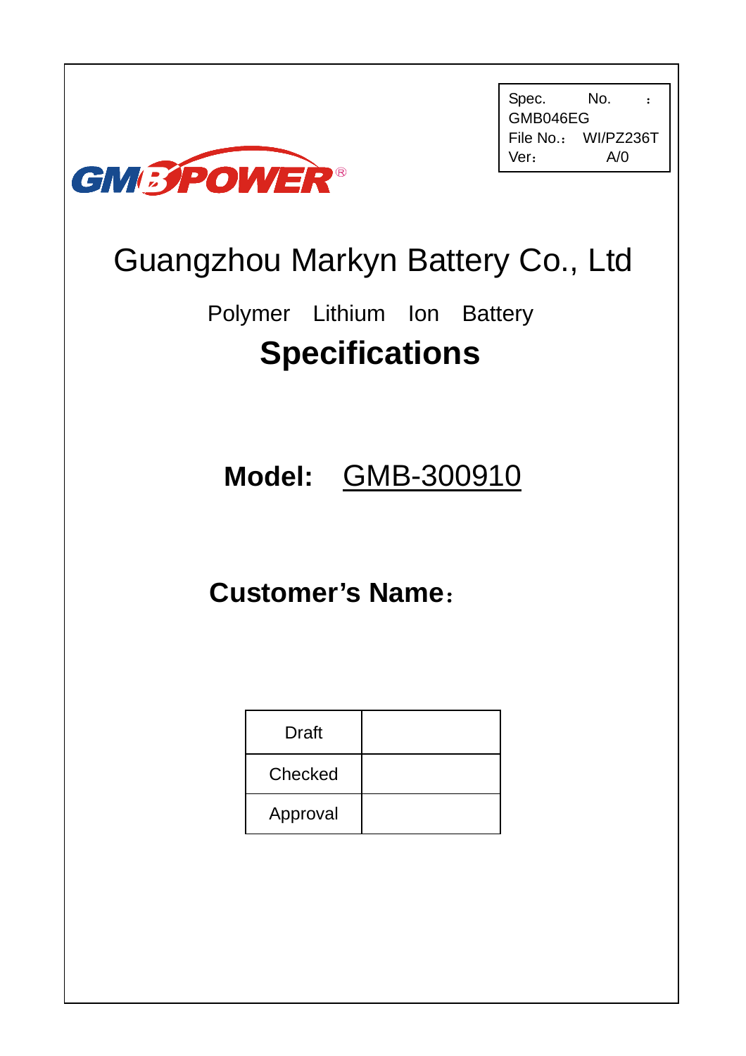| Spec. No. : | GMB046EG |
| --- | --- |
| File No.： | WI/PZ236T |
| Ver： | A/0 |

GMBPOWER®

# Guangzhou Markyn Battery Co., Ltd

## Polymer Lithium Ion Battery

# Specifications

**Model:** GMB-300910

**Customer's Name：**

| Draft | |
| --- | --- |
| Checked | |
| Approval | |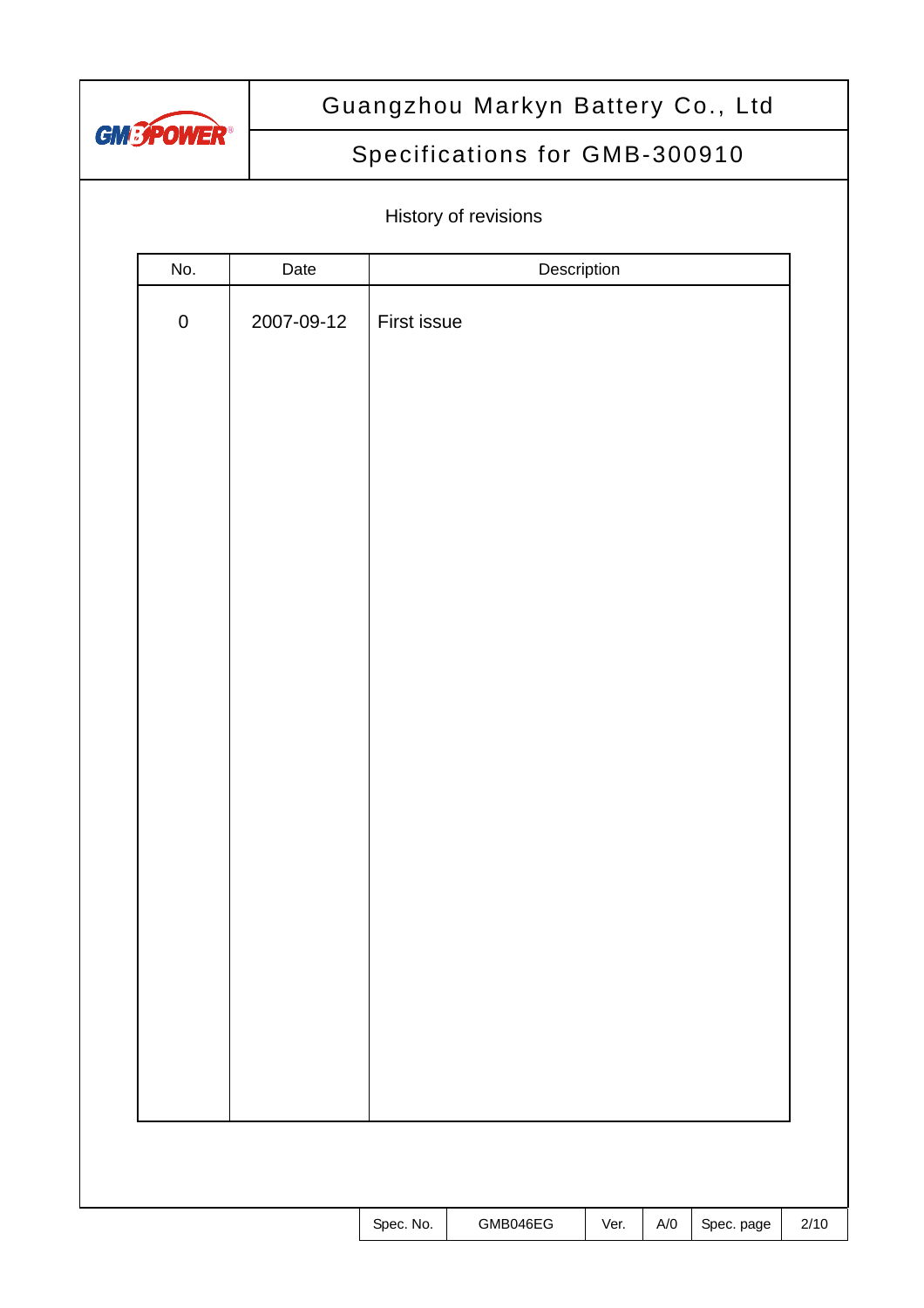## History of revisions

| No. | Date | Description |
| --- | --- | --- |
| 0 | 2007-09-12 | First issue |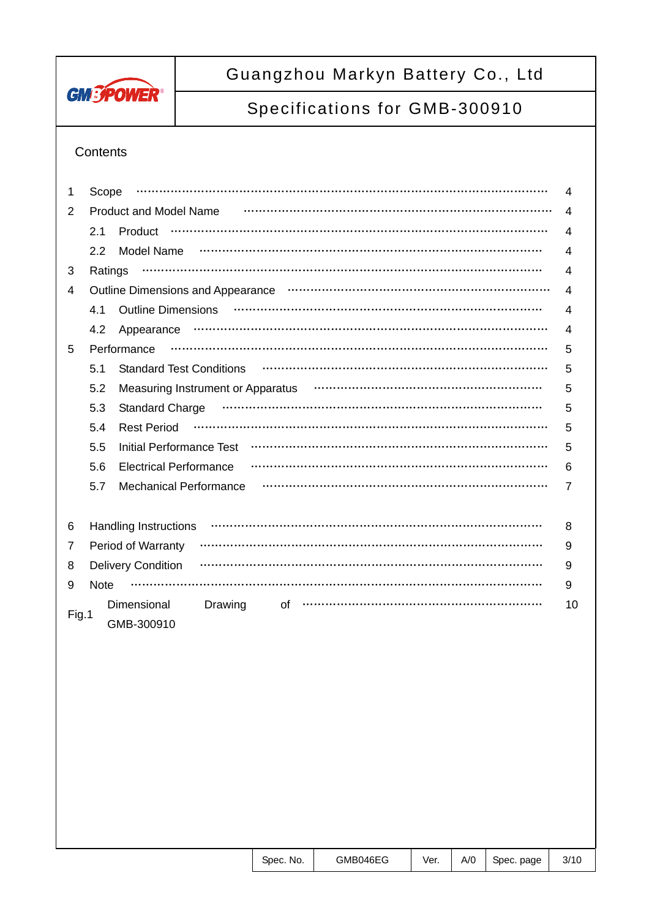## Contents

| | | Page |
|---|---|---|
| 1 | Scope | 4 |
| 2 | Product and Model Name | 4 |
| | 2.1 Product | 4 |
| | 2.2 Model Name | 4 |
| 3 | Ratings | 4 |
| 4 | Outline Dimensions and Appearance | 4 |
| | 4.1 Outline Dimensions | 4 |
| | 4.2 Appearance | 4 |
| 5 | Performance | 5 |
| | 5.1 Standard Test Conditions | 5 |
| | 5.2 Measuring Instrument or Apparatus | 5 |
| | 5.3 Standard Charge | 5 |
| | 5.4 Rest Period | 5 |
| | 5.5 Initial Performance Test | 5 |
| | 5.6 Electrical Performance | 6 |
| | 5.7 Mechanical Performance | 7 |
| 6 | Handling Instructions | 8 |
| 7 | Period of Warranty | 9 |
| 8 | Delivery Condition | 9 |
| 9 | Note | 9 |
| Fig.1 | Dimensional Drawing of GMB-300910 | 10 |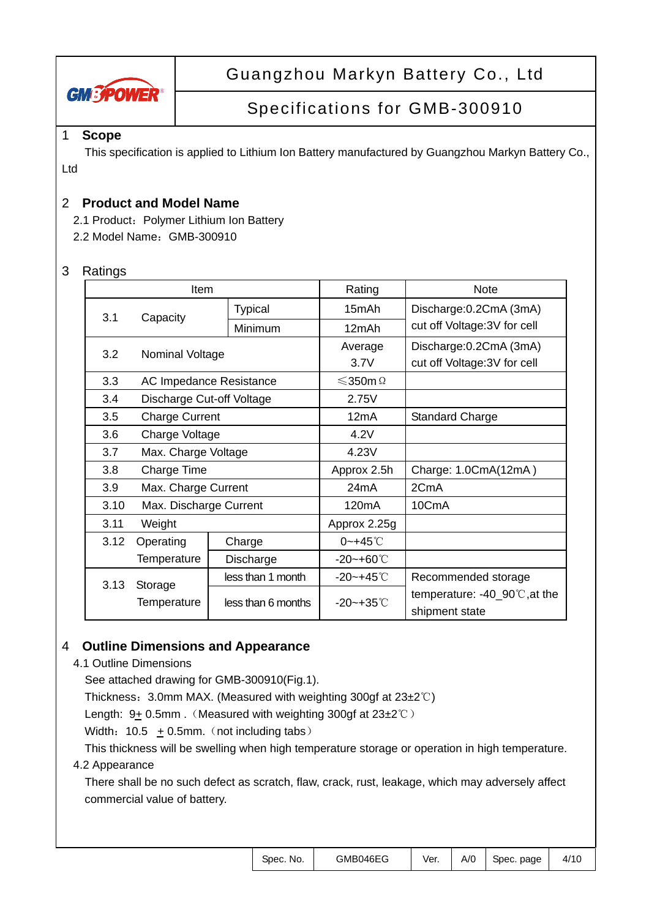# Guangzhou Markyn Battery Co., Ltd

## Specifications for GMB-300910

## 1 Scope

This specification is applied to Lithium Ion Battery manufactured by Guangzhou Markyn Battery Co., Ltd

## 2 Product and Model Name

2.1 Product：Polymer Lithium Ion Battery

2.2 Model Name：GMB-300910

## 3 Ratings

| Item | | | Rating | Note |
|---|---|---|---|---|
| 3.1 | Capacity | Typical | 15mAh | Discharge:0.2CmA (3mA) cut off Voltage:3V for cell |
| | | Minimum | 12mAh | |
| 3.2 | Nominal Voltage | | Average 3.7V | Discharge:0.2CmA (3mA) cut off Voltage:3V for cell |
| 3.3 | AC Impedance Resistance | | ≤350mΩ | |
| 3.4 | Discharge Cut-off Voltage | | 2.75V | |
| 3.5 | Charge Current | | 12mA | Standard Charge |
| 3.6 | Charge Voltage | | 4.2V | |
| 3.7 | Max. Charge Voltage | | 4.23V | |
| 3.8 | Charge Time | | Approx 2.5h | Charge: 1.0CmA(12mA ) |
| 3.9 | Max. Charge Current | | 24mA | 2CmA |
| 3.10 | Max. Discharge Current | | 120mA | 10CmA |
| 3.11 | Weight | | Approx 2.25g | |
| 3.12 | Operating Temperature | Charge | 0~+45℃ | |
| | | Discharge | -20~+60℃ | |
| 3.13 | Storage Temperature | less than 1 month | -20~+45℃ | Recommended storage temperature: -40_90℃,at the shipment state |
| | | less than 6 months | -20~+35℃ | |

## 4 Outline Dimensions and Appearance

4.1 Outline Dimensions

See attached drawing for GMB-300910(Fig.1).

Thickness：3.0mm MAX. (Measured with weighting 300gf at 23±2℃)

Length: 9± 0.5mm .（Measured with weighting 300gf at 23±2℃）

Width：10.5 ± 0.5mm.（not including tabs）

This thickness will be swelling when high temperature storage or operation in high temperature.

4.2 Appearance

There shall be no such defect as scratch, flaw, crack, rust, leakage, which may adversely affect commercial value of battery.

| Spec. No. | GMB046EG | Ver. | A/0 | Spec. page | 4/10 |
|---|---|---|---|---|---|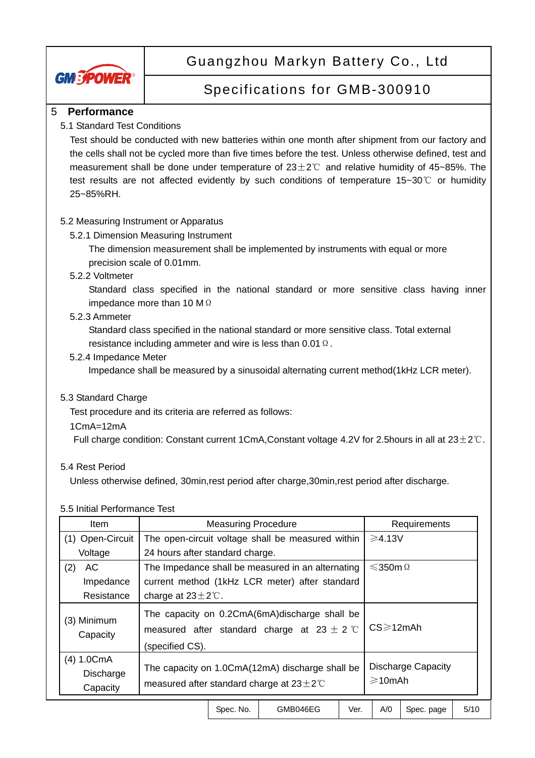## 5 Performance

### 5.1 Standard Test Conditions

Test should be conducted with new batteries within one month after shipment from our factory and the cells shall not be cycled more than five times before the test. Unless otherwise defined, test and measurement shall be done under temperature of 23±2℃ and relative humidity of 45~85%. The test results are not affected evidently by such conditions of temperature 15~30℃ or humidity 25~85%RH.

### 5.2 Measuring Instrument or Apparatus

#### 5.2.1 Dimension Measuring Instrument

The dimension measurement shall be implemented by instruments with equal or more precision scale of 0.01mm.

#### 5.2.2 Voltmeter

Standard class specified in the national standard or more sensitive class having inner impedance more than 10 MΩ

#### 5.2.3 Ammeter

Standard class specified in the national standard or more sensitive class. Total external resistance including ammeter and wire is less than 0.01Ω.

#### 5.2.4 Impedance Meter

Impedance shall be measured by a sinusoidal alternating current method(1kHz LCR meter).

### 5.3 Standard Charge

Test procedure and its criteria are referred as follows:

1CmA=12mA

Full charge condition: Constant current 1CmA,Constant voltage 4.2V for 2.5hours in all at 23±2℃.

### 5.4 Rest Period

Unless otherwise defined, 30min,rest period after charge,30min,rest period after discharge.

### 5.5 Initial Performance Test

| Item | Measuring Procedure | Requirements |
|---|---|---|
| (1) Open-Circuit Voltage | The open-circuit voltage shall be measured within 24 hours after standard charge. | ≥4.13V |
| (2) AC Impedance Resistance | The Impedance shall be measured in an alternating current method (1kHz LCR meter) after standard charge at 23±2℃. | ≤350mΩ |
| (3) Minimum Capacity | The capacity on 0.2CmA(6mA)discharge shall be measured after standard charge at 23 ± 2 ℃ (specified CS). | CS≥12mAh |
| (4) 1.0CmA Discharge Capacity | The capacity on 1.0CmA(12mA) discharge shall be measured after standard charge at 23±2℃ | Discharge Capacity ≥10mAh |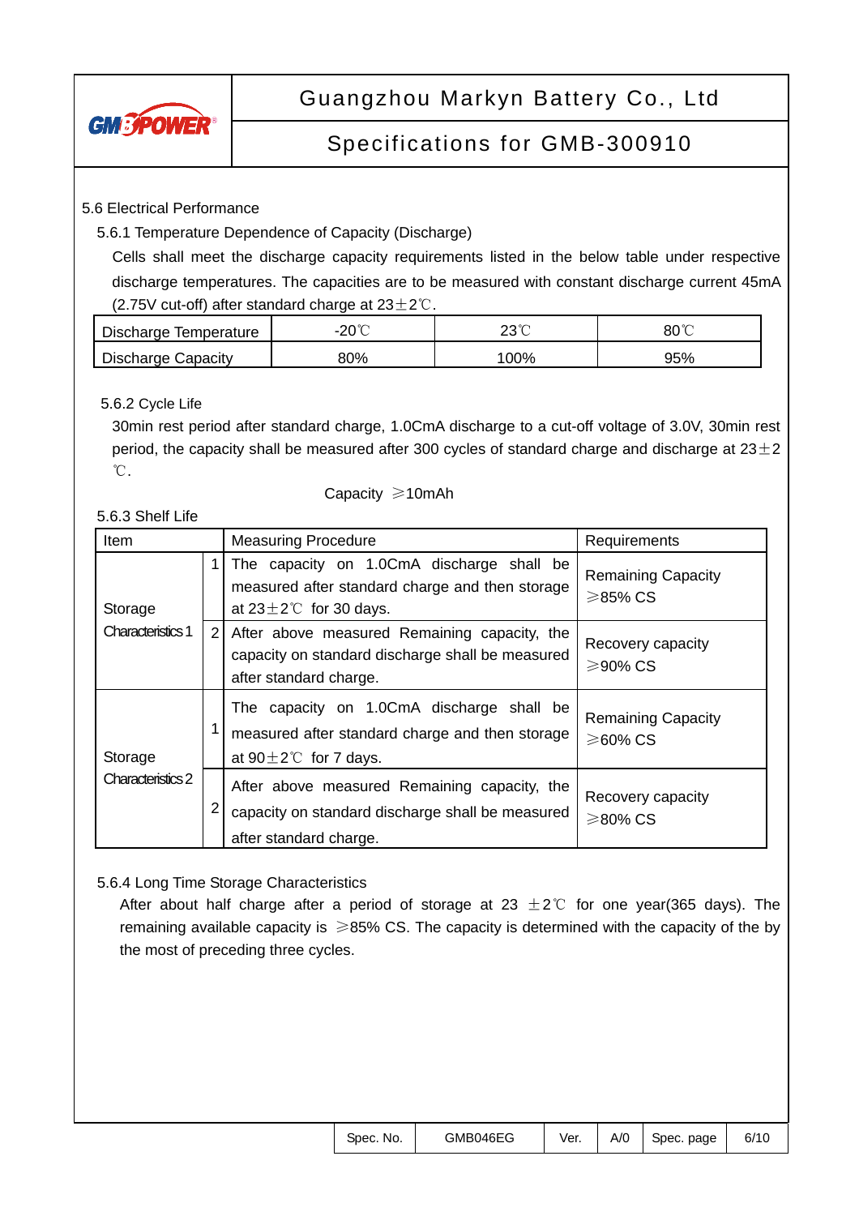### 5.6 Electrical Performance

#### 5.6.1 Temperature Dependence of Capacity (Discharge)

Cells shall meet the discharge capacity requirements listed in the below table under respective discharge temperatures. The capacities are to be measured with constant discharge current 45mA (2.75V cut-off) after standard charge at 23±2℃.

| Discharge Temperature | -20℃ | 23℃ | 80℃ |
|---|---|---|---|
| Discharge Capacity | 80% | 100% | 95% |

#### 5.6.2 Cycle Life

30min rest period after standard charge, 1.0CmA discharge to a cut-off voltage of 3.0V, 30min rest period, the capacity shall be measured after 300 cycles of standard charge and discharge at 23±2 ℃.

Capacity ≥10mAh

#### 5.6.3 Shelf Life

| Item | | Measuring Procedure | Requirements |
|---|---|---|---|
| Storage Characteristics 1 | 1 | The capacity on 1.0CmA discharge shall be measured after standard charge and then storage at 23±2℃ for 30 days. | Remaining Capacity ≥85% CS |
| | 2 | After above measured Remaining capacity, the capacity on standard discharge shall be measured after standard charge. | Recovery capacity ≥90% CS |
| Storage Characteristics 2 | 1 | The capacity on 1.0CmA discharge shall be measured after standard charge and then storage at 90±2℃ for 7 days. | Remaining Capacity ≥60% CS |
| | 2 | After above measured Remaining capacity, the capacity on standard discharge shall be measured after standard charge. | Recovery capacity ≥80% CS |

#### 5.6.4 Long Time Storage Characteristics

After about half charge after a period of storage at 23 ±2℃ for one year(365 days). The remaining available capacity is ≥85% CS. The capacity is determined with the capacity of the by the most of preceding three cycles.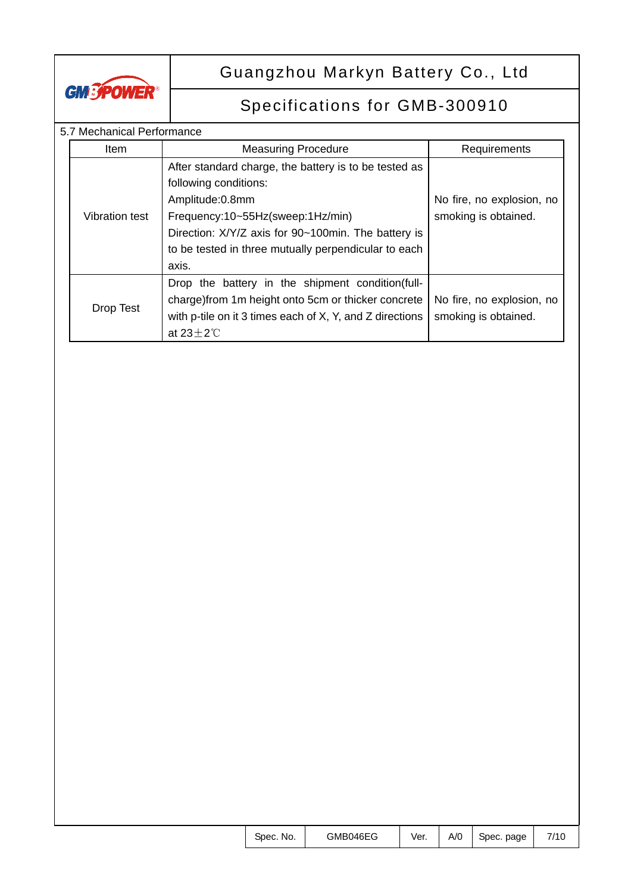5.7 Mechanical Performance

| Item | Measuring Procedure | Requirements |
|---|---|---|
| Vibration test | After standard charge, the battery is to be tested as following conditions:<br>Amplitude:0.8mm<br>Frequency:10~55Hz(sweep:1Hz/min)<br>Direction: X/Y/Z axis for 90~100min. The battery is to be tested in three mutually perpendicular to each axis. | No fire, no explosion, no smoking is obtained. |
| Drop Test | Drop the battery in the shipment condition(full-charge)from 1m height onto 5cm or thicker concrete with p-tile on it 3 times each of X, Y, and Z directions at 23±2℃ | No fire, no explosion, no smoking is obtained. |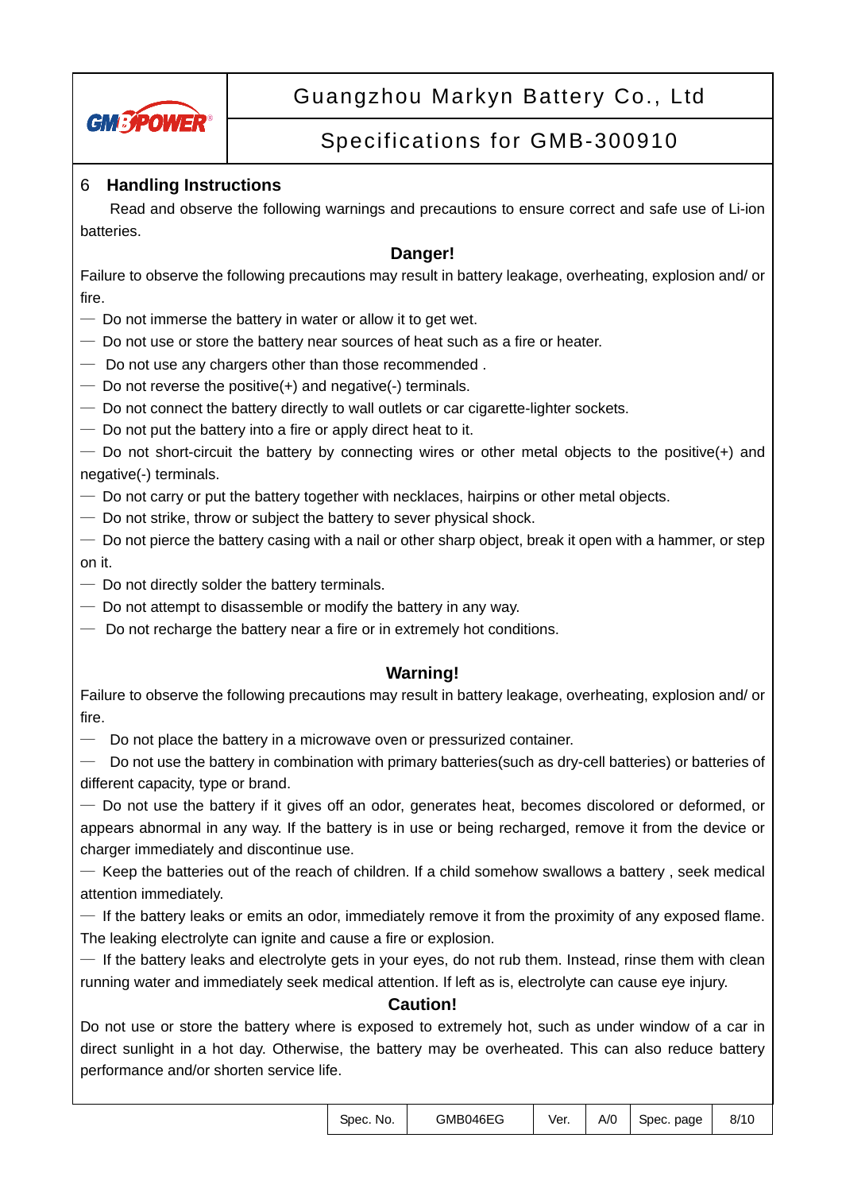## 6 Handling Instructions

Read and observe the following warnings and precautions to ensure correct and safe use of Li-ion batteries.

### Danger!

Failure to observe the following precautions may result in battery leakage, overheating, explosion and/ or fire.

— Do not immerse the battery in water or allow it to get wet.

— Do not use or store the battery near sources of heat such as a fire or heater.

— Do not use any chargers other than those recommended .

— Do not reverse the positive(+) and negative(-) terminals.

— Do not connect the battery directly to wall outlets or car cigarette-lighter sockets.

— Do not put the battery into a fire or apply direct heat to it.

— Do not short-circuit the battery by connecting wires or other metal objects to the positive(+) and negative(-) terminals.

— Do not carry or put the battery together with necklaces, hairpins or other metal objects.

— Do not strike, throw or subject the battery to sever physical shock.

— Do not pierce the battery casing with a nail or other sharp object, break it open with a hammer, or step on it.

— Do not directly solder the battery terminals.

— Do not attempt to disassemble or modify the battery in any way.

— Do not recharge the battery near a fire or in extremely hot conditions.

### Warning!

Failure to observe the following precautions may result in battery leakage, overheating, explosion and/ or fire.

— Do not place the battery in a microwave oven or pressurized container.

— Do not use the battery in combination with primary batteries(such as dry-cell batteries) or batteries of different capacity, type or brand.

— Do not use the battery if it gives off an odor, generates heat, becomes discolored or deformed, or appears abnormal in any way. If the battery is in use or being recharged, remove it from the device or charger immediately and discontinue use.

— Keep the batteries out of the reach of children. If a child somehow swallows a battery , seek medical attention immediately.

— If the battery leaks or emits an odor, immediately remove it from the proximity of any exposed flame. The leaking electrolyte can ignite and cause a fire or explosion.

— If the battery leaks and electrolyte gets in your eyes, do not rub them. Instead, rinse them with clean running water and immediately seek medical attention. If left as is, electrolyte can cause eye injury.

### Caution!

Do not use or store the battery where is exposed to extremely hot, such as under window of a car in direct sunlight in a hot day. Otherwise, the battery may be overheated. This can also reduce battery performance and/or shorten service life.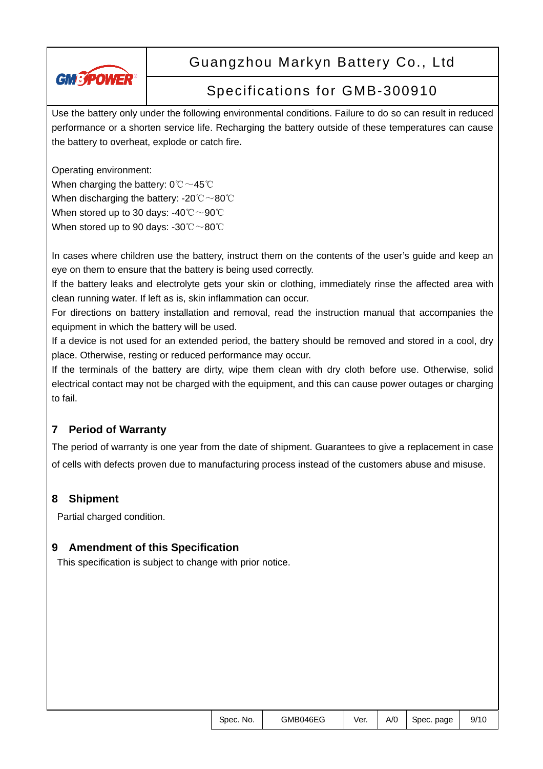Use the battery only under the following environmental conditions. Failure to do so can result in reduced performance or a shorten service life. Recharging the battery outside of these temperatures can cause the battery to overheat, explode or catch fire.

Operating environment:
When charging the battery: 0℃～45℃
When discharging the battery: -20℃～80℃
When stored up to 30 days: -40℃～90℃
When stored up to 90 days: -30℃～80℃

In cases where children use the battery, instruct them on the contents of the user's guide and keep an eye on them to ensure that the battery is being used correctly.
If the battery leaks and electrolyte gets your skin or clothing, immediately rinse the affected area with clean running water. If left as is, skin inflammation can occur.
For directions on battery installation and removal, read the instruction manual that accompanies the equipment in which the battery will be used.
If a device is not used for an extended period, the battery should be removed and stored in a cool, dry place. Otherwise, resting or reduced performance may occur.
If the terminals of the battery are dirty, wipe them clean with dry cloth before use. Otherwise, solid electrical contact may not be charged with the equipment, and this can cause power outages or charging to fail.

## 7 Period of Warranty

The period of warranty is one year from the date of shipment. Guarantees to give a replacement in case of cells with defects proven due to manufacturing process instead of the customers abuse and misuse.

## 8 Shipment

Partial charged condition.

## 9 Amendment of this Specification

This specification is subject to change with prior notice.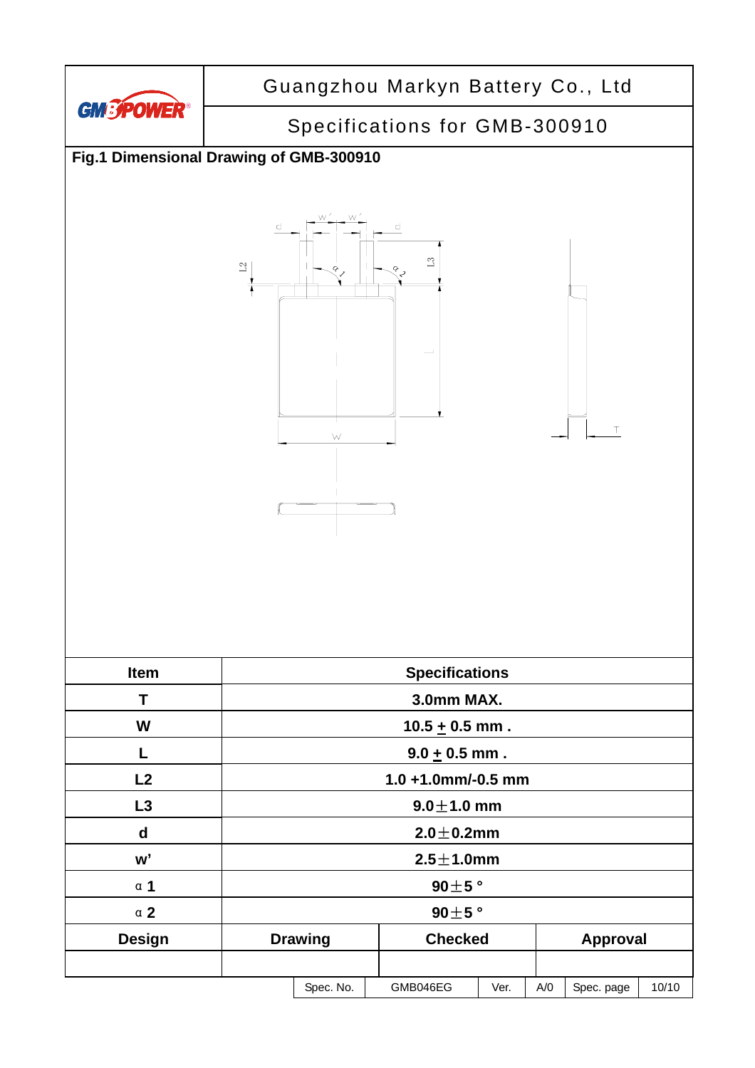Guangzhou Markyn Battery Co., Ltd

Specifications for GMB-300910

**Fig.1 Dimensional Drawing of GMB-300910**

d
w'
w'
d
L2
α1
α2
L3
L
W
T

| Item | Specifications | | |
|---|---|---|---|
| T | 3.0mm MAX. | | |
| W | 10.5 ± 0.5 mm . | | |
| L | 9.0 ± 0.5 mm . | | |
| L2 | 1.0 +1.0mm/-0.5 mm | | |
| L3 | 9.0±1.0 mm | | |
| d | 2.0±0.2mm | | |
| w' | 2.5±1.0mm | | |
| α 1 | 90±5 ° | | |
| α 2 | 90±5 ° | | |
| **Design** | **Drawing** | **Checked** | **Approval** |
| | | | |

| Spec. No. | GMB046EG | Ver. | A/0 | Spec. page | 10/10 |
|---|---|---|---|---|---|